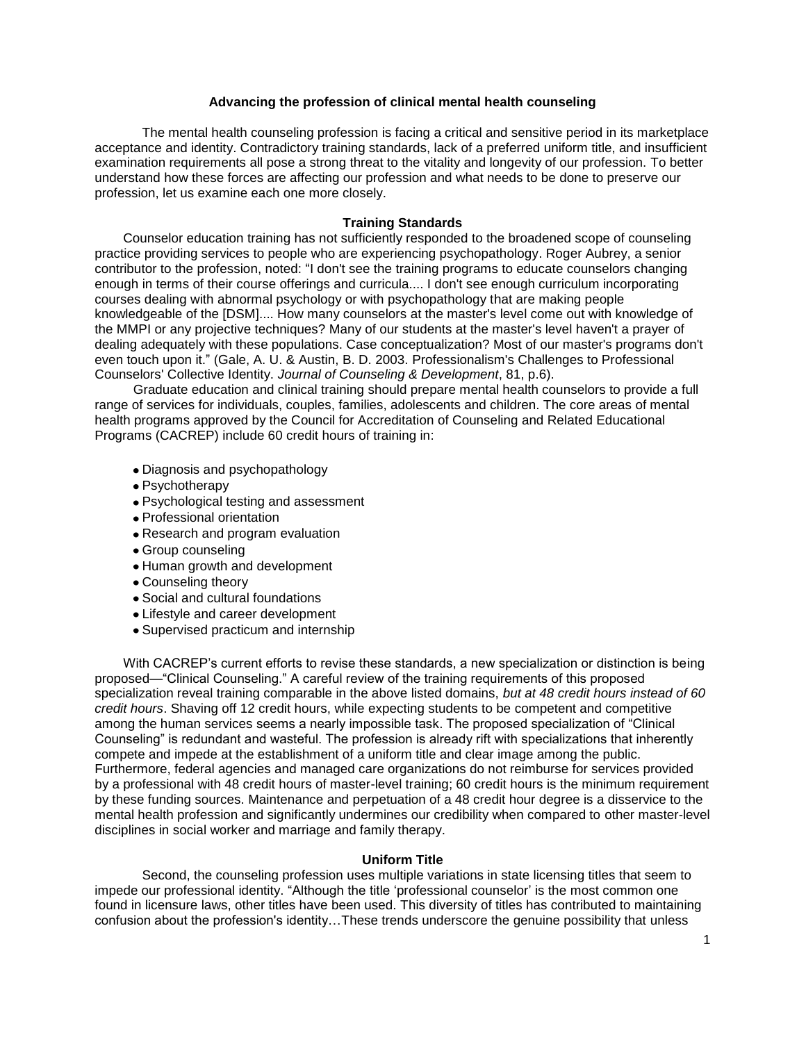# Advancing the profession of clinical mental health counseling

The mental health counseling profession is facing a critical and sensitive period in its marketplace acceptance and identity. Contradictory training standards, lack of a preferred uniform title, and insufficient examination requirements all pose a strong threat to the vitality and longevity of our profession. To better understand how these forces are affecting our profession and what needs to be done to preserve our profession, let us examine each one more closely.

## Training Standards

Counselor education training has not sufficiently responded to the broadened scope of counseling practice providing services to people who are experiencing psychopathology. Roger Aubrey, a senior contributor to the profession, noted: "I don't see the training programs to educate counselors changing enough in terms of their course offerings and curricula.... I don't see enough curriculum incorporating courses dealing with abnormal psychology or with psychopathology that are making people knowledgeable of the [DSM].... How many counselors at the master's level come out with knowledge of the MMPI or any projective techniques? Many of our students at the master's level haven't a prayer of dealing adequately with these populations. Case conceptualization? Most of our master's programs don't even touch upon it." (Gale, A. U. & Austin, B. D. 2003. Professionalism's Challenges to Professional Counselors' Collective Identity. *Journal of Counseling & Development*, 81, p.6).

Graduate education and clinical training should prepare mental health counselors to provide a full range of services for individuals, couples, families, adolescents and children. The core areas of mental health programs approved by the Council for Accreditation of Counseling and Related Educational Programs (CACREP) include 60 credit hours of training in:

- Diagnosis and psychopathology
- Psychotherapy
- Psychological testing and assessment
- Professional orientation
- Research and program evaluation
- Group counseling
- Human growth and development
- Counseling theory
- Social and cultural foundations
- Lifestyle and career development
- Supervised practicum and internship

With CACREP's current efforts to revise these standards, a new specialization or distinction is being proposed—"Clinical Counseling." A careful review of the training requirements of this proposed specialization reveal training comparable in the above listed domains, *but at 48 credit hours instead of 60 credit hours*. Shaving off 12 credit hours, while expecting students to be competent and competitive among the human services seems a nearly impossible task. The proposed specialization of "Clinical Counseling" is redundant and wasteful. The profession is already rift with specializations that inherently compete and impede at the establishment of a uniform title and clear image among the public. Furthermore, federal agencies and managed care organizations do not reimburse for services provided by a professional with 48 credit hours of master-level training; 60 credit hours is the minimum requirement by these funding sources. Maintenance and perpetuation of a 48 credit hour degree is a disservice to the mental health profession and significantly undermines our credibility when compared to other master-level disciplines in social worker and marriage and family therapy.

## Uniform Title

Second, the counseling profession uses multiple variations in state licensing titles that seem to impede our professional identity. "Although the title 'professional counselor' is the most common one found in licensure laws, other titles have been used. This diversity of titles has contributed to maintaining confusion about the profession's identity…These trends underscore the genuine possibility that unless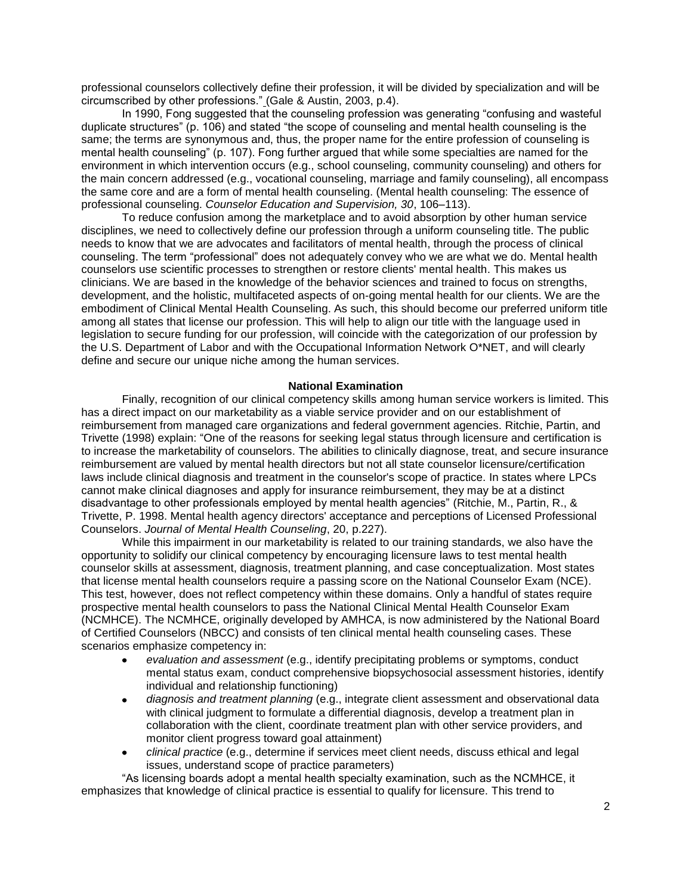professional counselors collectively define their profession, it will be divided by specialization and will be circumscribed by other professions." (Gale & Austin, 2003, p.4).

In 1990, Fong suggested that the counseling profession was generating "confusing and wasteful duplicate structures" (p. 106) and stated "the scope of counseling and mental health counseling is the same; the terms are synonymous and, thus, the proper name for the entire profession of counseling is mental health counseling" (p. 107). Fong further argued that while some specialties are named for the environment in which intervention occurs (e.g., school counseling, community counseling) and others for the main concern addressed (e.g., vocational counseling, marriage and family counseling), all encompass the same core and are a form of mental health counseling. (Mental health counseling: The essence of professional counseling. *Counselor Education and Supervision, 30*, 106–113).

To reduce confusion among the marketplace and to avoid absorption by other human service disciplines, we need to collectively define our profession through a uniform counseling title. The public needs to know that we are advocates and facilitators of mental health, through the process of clinical counseling. The term "professional" does not adequately convey who we are what we do. Mental health counselors use scientific processes to strengthen or restore clients' mental health. This makes us clinicians. We are based in the knowledge of the behavior sciences and trained to focus on strengths, development, and the holistic, multifaceted aspects of on-going mental health for our clients. We are the embodiment of Clinical Mental Health Counseling. As such, this should become our preferred uniform title among all states that license our profession. This will help to align our title with the language used in legislation to secure funding for our profession, will coincide with the categorization of our profession by the U.S. Department of Labor and with the Occupational Information Network O*NET, and will clearly define and secure our unique niche among the human services.

## National Examination

Finally, recognition of our clinical competency skills among human service workers is limited. This has a direct impact on our marketability as a viable service provider and on our establishment of reimbursement from managed care organizations and federal government agencies. Ritchie, Partin, and Trivette (1998) explain: "One of the reasons for seeking legal status through licensure and certification is to increase the marketability of counselors. The abilities to clinically diagnose, treat, and secure insurance reimbursement are valued by mental health directors but not all state counselor licensure/certification laws include clinical diagnosis and treatment in the counselor's scope of practice. In states where LPCs cannot make clinical diagnoses and apply for insurance reimbursement, they may be at a distinct disadvantage to other professionals employed by mental health agencies" (Ritchie, M., Partin, R., & Trivette, P. 1998. Mental health agency directors' acceptance and perceptions of Licensed Professional Counselors. *Journal of Mental Health Counseling*, 20, p.227).

While this impairment in our marketability is related to our training standards, we also have the opportunity to solidify our clinical competency by encouraging licensure laws to test mental health counselor skills at assessment, diagnosis, treatment planning, and case conceptualization. Most states that license mental health counselors require a passing score on the National Counselor Exam (NCE). This test, however, does not reflect competency within these domains. Only a handful of states require prospective mental health counselors to pass the National Clinical Mental Health Counselor Exam (NCMHCE). The NCMHCE, originally developed by AMHCA, is now administered by the National Board of Certified Counselors (NBCC) and consists of ten clinical mental health counseling cases. These scenarios emphasize competency in:

- *evaluation and assessment* (e.g., identify precipitating problems or symptoms, conduct mental status exam, conduct comprehensive biopsychosocial assessment histories, identify individual and relationship functioning)
- *diagnosis and treatment planning* (e.g., integrate client assessment and observational data with clinical judgment to formulate a differential diagnosis, develop a treatment plan in collaboration with the client, coordinate treatment plan with other service providers, and monitor client progress toward goal attainment)
- *clinical practice* (e.g., determine if services meet client needs, discuss ethical and legal issues, understand scope of practice parameters)

"As licensing boards adopt a mental health specialty examination, such as the NCMHCE, it emphasizes that knowledge of clinical practice is essential to qualify for licensure. This trend to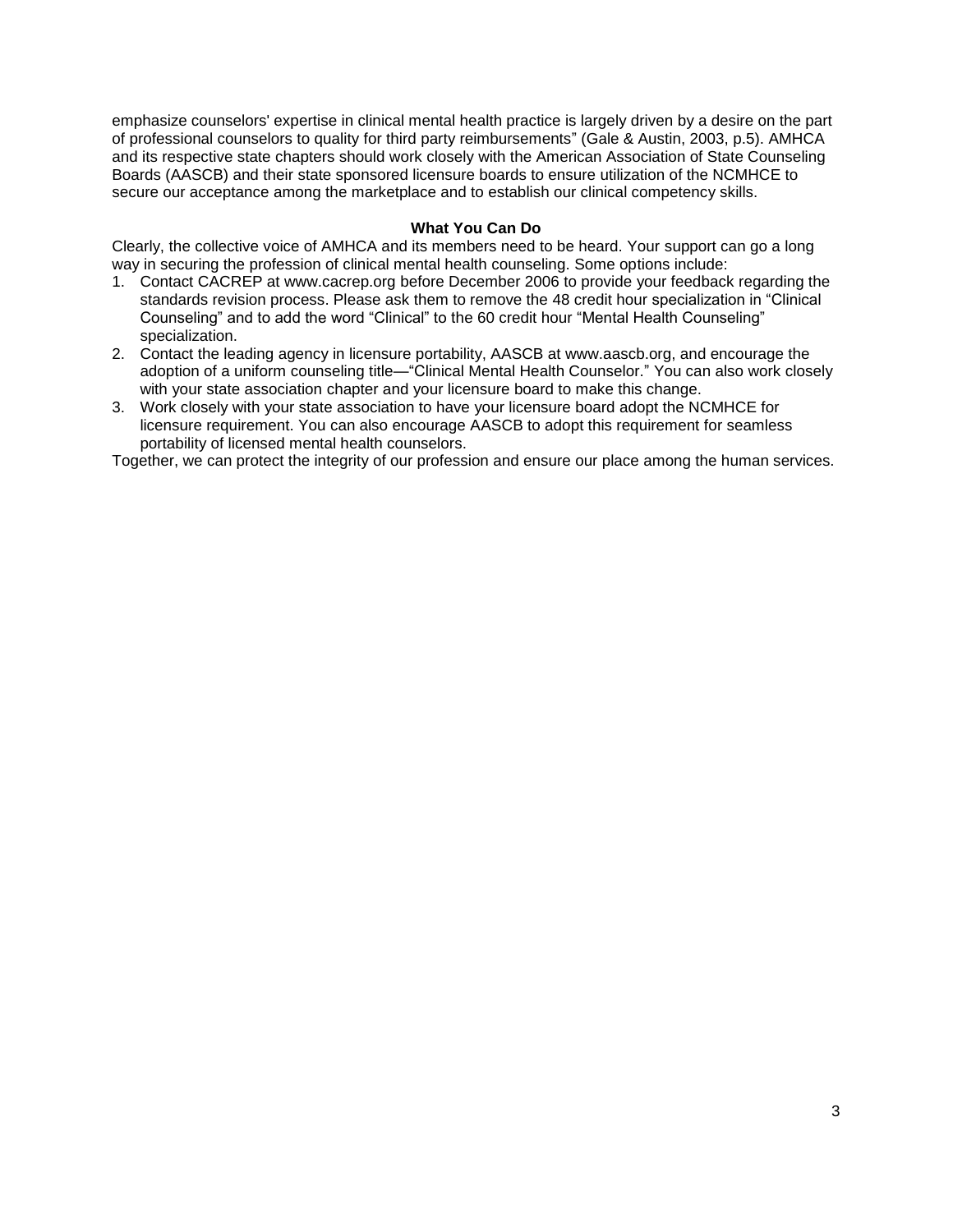emphasize counselors' expertise in clinical mental health practice is largely driven by a desire on the part of professional counselors to quality for third party reimbursements" (Gale & Austin, 2003, p.5). AMHCA and its respective state chapters should work closely with the American Association of State Counseling Boards (AASCB) and their state sponsored licensure boards to ensure utilization of the NCMHCE to secure our acceptance among the marketplace and to establish our clinical competency skills.

**What You Can Do**

Clearly, the collective voice of AMHCA and its members need to be heard. Your support can go a long way in securing the profession of clinical mental health counseling. Some options include:

1. Contact CACREP at www.cacrep.org before December 2006 to provide your feedback regarding the standards revision process. Please ask them to remove the 48 credit hour specialization in "Clinical Counseling" and to add the word "Clinical" to the 60 credit hour "Mental Health Counseling" specialization.
2. Contact the leading agency in licensure portability, AASCB at www.aascb.org, and encourage the adoption of a uniform counseling title—"Clinical Mental Health Counselor." You can also work closely with your state association chapter and your licensure board to make this change.
3. Work closely with your state association to have your licensure board adopt the NCMHCE for licensure requirement. You can also encourage AASCB to adopt this requirement for seamless portability of licensed mental health counselors.

Together, we can protect the integrity of our profession and ensure our place among the human services.